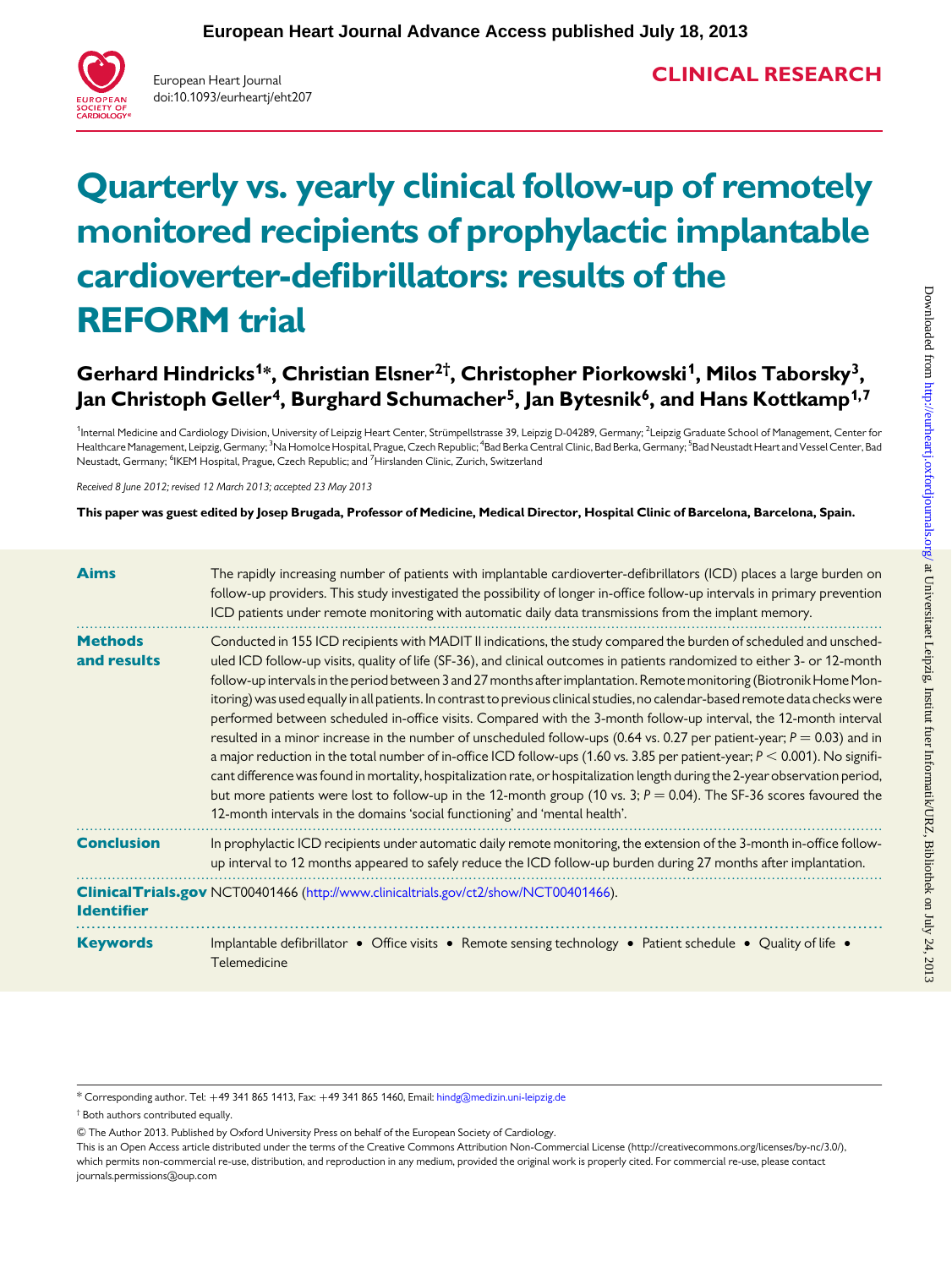# Quarterly vs. yearly clinical follow-up of remotely monitored recipients of prophylactic implantable cardioverter-defibrillators: results of the REFORM trial

**Gerhard Hindricks[1]\*, Christian Elsner[2†], Christopher Piorkowski[1], Milos Taborsky[3], Jan Christoph Geller[4], Burghard Schumacher[5], Jan Bytesnik[6], and Hans Kottkamp[1,7]**

[1]Internal Medicine and Cardiology Division, University of Leipzig Heart Center, Strümpellstrasse 39, Leipzig D-04289, Germany; [2]Leipzig Graduate School of Management, Center for Healthcare Management, Leipzig, Germany; [3]Na Homolce Hospital, Prague, Czech Republic; [4]Bad Berka Central Clinic, Bad Berka, Germany; [5]Bad Neustadt Heart and Vessel Center, Bad Neustadt, Germany; [6]IKEM Hospital, Prague, Czech Republic; and [7]Hirslanden Clinic, Zurich, Switzerland

*Received 8 June 2012; revised 12 March 2013; accepted 23 May 2013*

**This paper was guest edited by Josep Brugada, Professor of Medicine, Medical Director, Hospital Clinic of Barcelona, Barcelona, Spain.**

**Aims** The rapidly increasing number of patients with implantable cardioverter-defibrillators (ICD) places a large burden on follow-up providers. This study investigated the possibility of longer in-office follow-up intervals in primary prevention ICD patients under remote monitoring with automatic daily data transmissions from the implant memory.

**Methods and results** Conducted in 155 ICD recipients with MADIT II indications, the study compared the burden of scheduled and unscheduled ICD follow-up visits, quality of life (SF-36), and clinical outcomes in patients randomized to either 3- or 12-month follow-up intervals in the period between 3 and 27 months after implantation. Remote monitoring (Biotronik Home Monitoring) was used equally in all patients. In contrast to previous clinical studies, no calendar-based remote data checks were performed between scheduled in-office visits. Compared with the 3-month follow-up interval, the 12-month interval resulted in a minor increase in the number of unscheduled follow-ups (0.64 vs. 0.27 per patient-year; $P = 0.03$) and in a major reduction in the total number of in-office ICD follow-ups (1.60 vs. 3.85 per patient-year; $P < 0.001$). No significant difference was found in mortality, hospitalization rate, or hospitalization length during the 2-year observation period, but more patients were lost to follow-up in the 12-month group (10 vs. 3; $P = 0.04$). The SF-36 scores favoured the 12-month intervals in the domains 'social functioning' and 'mental health'.

**Conclusion** In prophylactic ICD recipients under automatic daily remote monitoring, the extension of the 3-month in-office follow-up interval to 12 months appeared to safely reduce the ICD follow-up burden during 27 months after implantation.

**ClinicalTrials.gov Identifier** NCT00401466 (http://www.clinicaltrials.gov/ct2/show/NCT00401466).

**Keywords** Implantable defibrillator • Office visits • Remote sensing technology • Patient schedule • Quality of life • Telemedicine

\* Corresponding author. Tel: +49 341 865 1413, Fax: +49 341 865 1460, Email: hindg@medizin.uni-leipzig.de

† Both authors contributed equally.

© The Author 2013. Published by Oxford University Press on behalf of the European Society of Cardiology.

This is an Open Access article distributed under the terms of the Creative Commons Attribution Non-Commercial License (http://creativecommons.org/licenses/by-nc/3.0/), which permits non-commercial re-use, distribution, and reproduction in any medium, provided the original work is properly cited. For commercial re-use, please contact journals.permissions@oup.com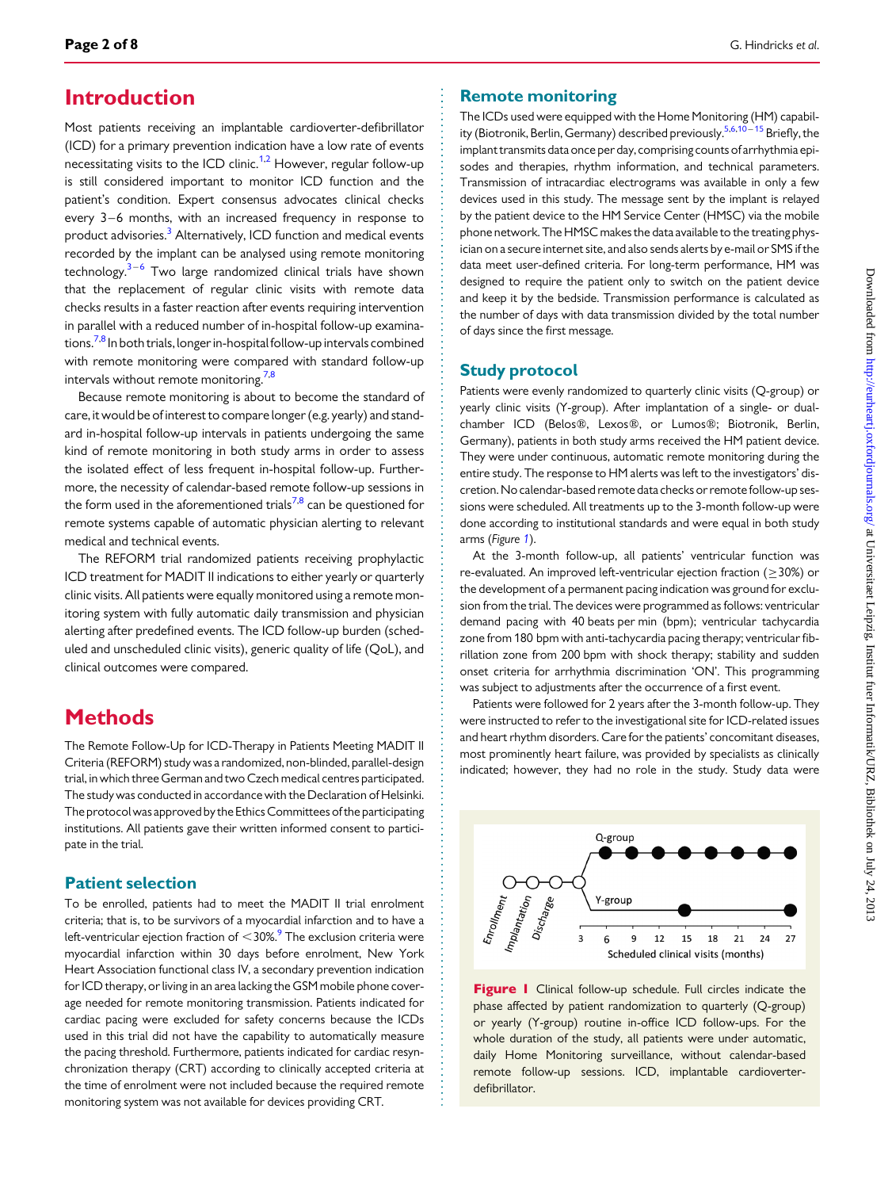# Introduction

Most patients receiving an implantable cardioverter-defibrillator (ICD) for a primary prevention indication have a low rate of events necessitating visits to the ICD clinic.[1,2] However, regular follow-up is still considered important to monitor ICD function and the patient's condition. Expert consensus advocates clinical checks every 3–6 months, with an increased frequency in response to product advisories.[3] Alternatively, ICD function and medical events recorded by the implant can be analysed using remote monitoring technology.[3–6] Two large randomized clinical trials have shown that the replacement of regular clinic visits with remote data checks results in a faster reaction after events requiring intervention in parallel with a reduced number of in-hospital follow-up examinations.[7,8] In both trials, longer in-hospital follow-up intervals combined with remote monitoring were compared with standard follow-up intervals without remote monitoring.[7,8]

Because remote monitoring is about to become the standard of care, it would be of interest to compare longer (e.g. yearly) and standard in-hospital follow-up intervals in patients undergoing the same kind of remote monitoring in both study arms in order to assess the isolated effect of less frequent in-hospital follow-up. Furthermore, the necessity of calendar-based remote follow-up sessions in the form used in the aforementioned trials[7,8] can be questioned for remote systems capable of automatic physician alerting to relevant medical and technical events.

The REFORM trial randomized patients receiving prophylactic ICD treatment for MADIT II indications to either yearly or quarterly clinic visits. All patients were equally monitored using a remote monitoring system with fully automatic daily transmission and physician alerting after predefined events. The ICD follow-up burden (scheduled and unscheduled clinic visits), generic quality of life (QoL), and clinical outcomes were compared.

# Methods

The Remote Follow-Up for ICD-Therapy in Patients Meeting MADIT II Criteria (REFORM) study was a randomized, non-blinded, parallel-design trial, in which three German and two Czech medical centres participated. The study was conducted in accordance with the Declaration of Helsinki. The protocol was approved by the Ethics Committees of the participating institutions. All patients gave their written informed consent to participate in the trial.

## Patient selection

To be enrolled, patients had to meet the MADIT II trial enrolment criteria; that is, to be survivors of a myocardial infarction and to have a left-ventricular ejection fraction of $<30\%$.[9] The exclusion criteria were myocardial infarction within 30 days before enrolment, New York Heart Association functional class IV, a secondary prevention indication for ICD therapy, or living in an area lacking the GSM mobile phone coverage needed for remote monitoring transmission. Patients indicated for cardiac pacing were excluded for safety concerns because the ICDs used in this trial did not have the capability to automatically measure the pacing threshold. Furthermore, patients indicated for cardiac resynchronization therapy (CRT) according to clinically accepted criteria at the time of enrolment were not included because the required remote monitoring system was not available for devices providing CRT.

## Remote monitoring

The ICDs used were equipped with the Home Monitoring (HM) capability (Biotronik, Berlin, Germany) described previously.[5,6,10–15] Briefly, the implant transmits data once per day, comprising counts of arrhythmia episodes and therapies, rhythm information, and technical parameters. Transmission of intracardiac electrograms was available in only a few devices used in this study. The message sent by the implant is relayed by the patient device to the HM Service Center (HMSC) via the mobile phone network. The HMSC makes the data available to the treating physician on a secure internet site, and also sends alerts by e-mail or SMS if the data meet user-defined criteria. For long-term performance, HM was designed to require the patient only to switch on the patient device and keep it by the bedside. Transmission performance is calculated as the number of days with data transmission divided by the total number of days since the first message.

## Study protocol

Patients were evenly randomized to quarterly clinic visits (Q-group) or yearly clinic visits (Y-group). After implantation of a single- or dual-chamber ICD (Belos®, Lexos®, or Lumos®; Biotronik, Berlin, Germany), patients in both study arms received the HM patient device. They were under continuous, automatic remote monitoring during the entire study. The response to HM alerts was left to the investigators' discretion. No calendar-based remote data checks or remote follow-up sessions were scheduled. All treatments up to the 3-month follow-up were done according to institutional standards and were equal in both study arms (*Figure 1*).

At the 3-month follow-up, all patients' ventricular function was re-evaluated. An improved left-ventricular ejection fraction ($\geq30\%$) or the development of a permanent pacing indication was ground for exclusion from the trial. The devices were programmed as follows: ventricular demand pacing with 40 beats per min (bpm); ventricular tachycardia zone from 180 bpm with anti-tachycardia pacing therapy; ventricular fibrillation zone from 200 bpm with shock therapy; stability and sudden onset criteria for arrhythmia discrimination 'ON'. This programming was subject to adjustments after the occurrence of a first event.

Patients were followed for 2 years after the 3-month follow-up. They were instructed to refer to the investigational site for ICD-related issues and heart rhythm disorders. Care for the patients' concomitant diseases, most prominently heart failure, was provided by specialists as clinically indicated; however, they had no role in the study. Study data were

**Figure 1** Clinical follow-up schedule. Full circles indicate the phase affected by patient randomization to quarterly (Q-group) or yearly (Y-group) routine in-office ICD follow-ups. For the whole duration of the study, all patients were under automatic, daily Home Monitoring surveillance, without calendar-based remote follow-up sessions. ICD, implantable cardioverter-defibrillator.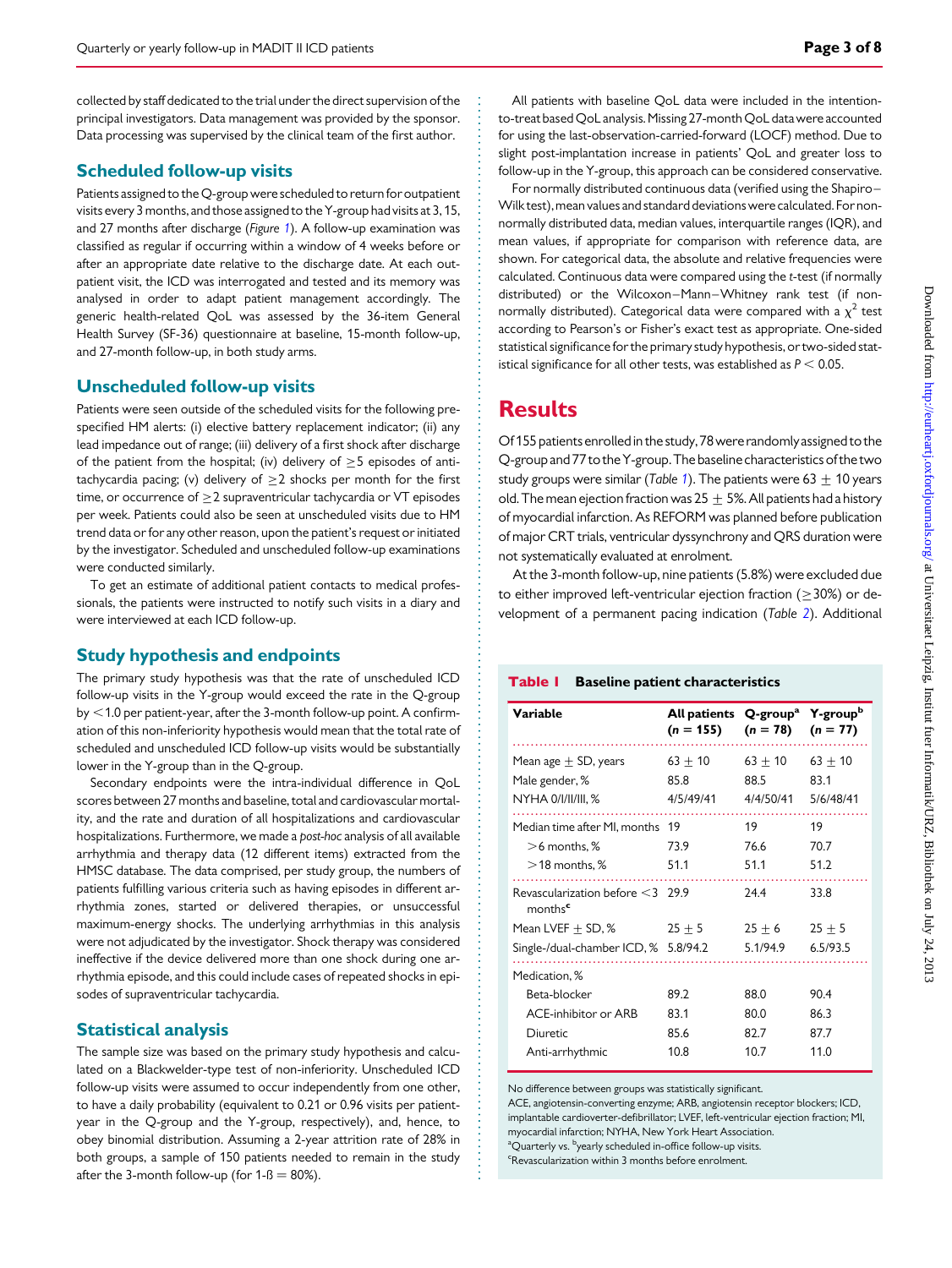collected by staff dedicated to the trial under the direct supervision of the principal investigators. Data management was provided by the sponsor. Data processing was supervised by the clinical team of the first author.

## Scheduled follow-up visits

Patients assigned to the Q-group were scheduled to return for outpatient visits every 3 months, and those assigned to the Y-group had visits at 3, 15, and 27 months after discharge (*Figure 1*). A follow-up examination was classified as regular if occurring within a window of 4 weeks before or after an appropriate date relative to the discharge date. At each outpatient visit, the ICD was interrogated and tested and its memory was analysed in order to adapt patient management accordingly. The generic health-related QoL was assessed by the 36-item General Health Survey (SF-36) questionnaire at baseline, 15-month follow-up, and 27-month follow-up, in both study arms.

## Unscheduled follow-up visits

Patients were seen outside of the scheduled visits for the following prespecified HM alerts: (i) elective battery replacement indicator; (ii) any lead impedance out of range; (iii) delivery of a first shock after discharge of the patient from the hospital; (iv) delivery of ≥5 episodes of antitachycardia pacing; (v) delivery of ≥2 shocks per month for the first time, or occurrence of ≥2 supraventricular tachycardia or VT episodes per week. Patients could also be seen at unscheduled visits due to HM trend data or for any other reason, upon the patient's request or initiated by the investigator. Scheduled and unscheduled follow-up examinations were conducted similarly.

To get an estimate of additional patient contacts to medical professionals, the patients were instructed to notify such visits in a diary and were interviewed at each ICD follow-up.

## Study hypothesis and endpoints

The primary study hypothesis was that the rate of unscheduled ICD follow-up visits in the Y-group would exceed the rate in the Q-group by <1.0 per patient-year, after the 3-month follow-up point. A confirmation of this non-inferiority hypothesis would mean that the total rate of scheduled and unscheduled ICD follow-up visits would be substantially lower in the Y-group than in the Q-group.

Secondary endpoints were the intra-individual difference in QoL scores between 27 months and baseline, total and cardiovascular mortality, and the rate and duration of all hospitalizations and cardiovascular hospitalizations. Furthermore, we made a *post-hoc* analysis of all available arrhythmia and therapy data (12 different items) extracted from the HMSC database. The data comprised, per study group, the numbers of patients fulfilling various criteria such as having episodes in different arrhythmia zones, started or delivered therapies, or unsuccessful maximum-energy shocks. The underlying arrhythmias in this analysis were not adjudicated by the investigator. Shock therapy was considered ineffective if the device delivered more than one shock during one arrhythmia episode, and this could include cases of repeated shocks in episodes of supraventricular tachycardia.

## Statistical analysis

The sample size was based on the primary study hypothesis and calculated on a Blackwelder-type test of non-inferiority. Unscheduled ICD follow-up visits were assumed to occur independently from one other, to have a daily probability (equivalent to 0.21 or 0.96 visits per patient-year in the Q-group and the Y-group, respectively), and, hence, to obey binomial distribution. Assuming a 2-year attrition rate of 28% in both groups, a sample of 150 patients needed to remain in the study after the 3-month follow-up (for $1\text{-}\beta = 80\%$).

All patients with baseline QoL data were included in the intention-to-treat based QoL analysis. Missing 27-month QoL data were accounted for using the last-observation-carried-forward (LOCF) method. Due to slight post-implantation increase in patients' QoL and greater loss to follow-up in the Y-group, this approach can be considered conservative.

For normally distributed continuous data (verified using the Shapiro–Wilk test), mean values and standard deviations were calculated. For non-normally distributed data, median values, interquartile ranges (IQR), and mean values, if appropriate for comparison with reference data, are shown. For categorical data, the absolute and relative frequencies were calculated. Continuous data were compared using the *t*-test (if normally distributed) or the Wilcoxon–Mann–Whitney rank test (if non-normally distributed). Categorical data were compared with a $\chi^2$ test according to Pearson's or Fisher's exact test as appropriate. One-sided statistical significance for the primary study hypothesis, or two-sided statistical significance for all other tests, was established as $P < 0.05$.

# Results

Of 155 patients enrolled in the study, 78 were randomly assigned to the Q-group and 77 to the Y-group. The baseline characteristics of the two study groups were similar (*Table 1*). The patients were 63 ± 10 years old. The mean ejection fraction was 25 ± 5%. All patients had a history of myocardial infarction. As REFORM was planned before publication of major CRT trials, ventricular dyssynchrony and QRS duration were not systematically evaluated at enrolment.

At the 3-month follow-up, nine patients (5.8%) were excluded due to either improved left-ventricular ejection fraction (≥30%) or development of a permanent pacing indication (*Table 2*). Additional

**Table 1 Baseline patient characteristics**

| Variable | All patients (*n* = 155) | Q-group[a] (*n* = 78) | Y-group[b] (*n* = 77) |
|---|---|---|---|
| Mean age ± SD, years | 63 ± 10 | 63 ± 10 | 63 ± 10 |
| Male gender, % | 85.8 | 88.5 | 83.1 |
| NYHA 0/I/II/III, % | 4/5/49/41 | 4/4/50/41 | 5/6/48/41 |
| Median time after MI, months | 19 | 19 | 19 |
| >6 months, % | 73.9 | 76.6 | 70.7 |
| >18 months, % | 51.1 | 51.1 | 51.2 |
| Revascularization before <3 months[c] | 29.9 | 24.4 | 33.8 |
| Mean LVEF ± SD, % | 25 ± 5 | 25 ± 6 | 25 ± 5 |
| Single-/dual-chamber ICD, % | 5.8/94.2 | 5.1/94.9 | 6.5/93.5 |
| Medication, % | | | |
| Beta-blocker | 89.2 | 88.0 | 90.4 |
| ACE-inhibitor or ARB | 83.1 | 80.0 | 86.3 |
| Diuretic | 85.6 | 82.7 | 87.7 |
| Anti-arrhythmic | 10.8 | 10.7 | 11.0 |

No difference between groups was statistically significant.
ACE, angiotensin-converting enzyme; ARB, angiotensin receptor blockers; ICD, implantable cardioverter-defibrillator; LVEF, left-ventricular ejection fraction; MI, myocardial infarction; NYHA, New York Heart Association.
[a]Quarterly vs. [b]yearly scheduled in-office follow-up visits.
[c]Revascularization within 3 months before enrolment.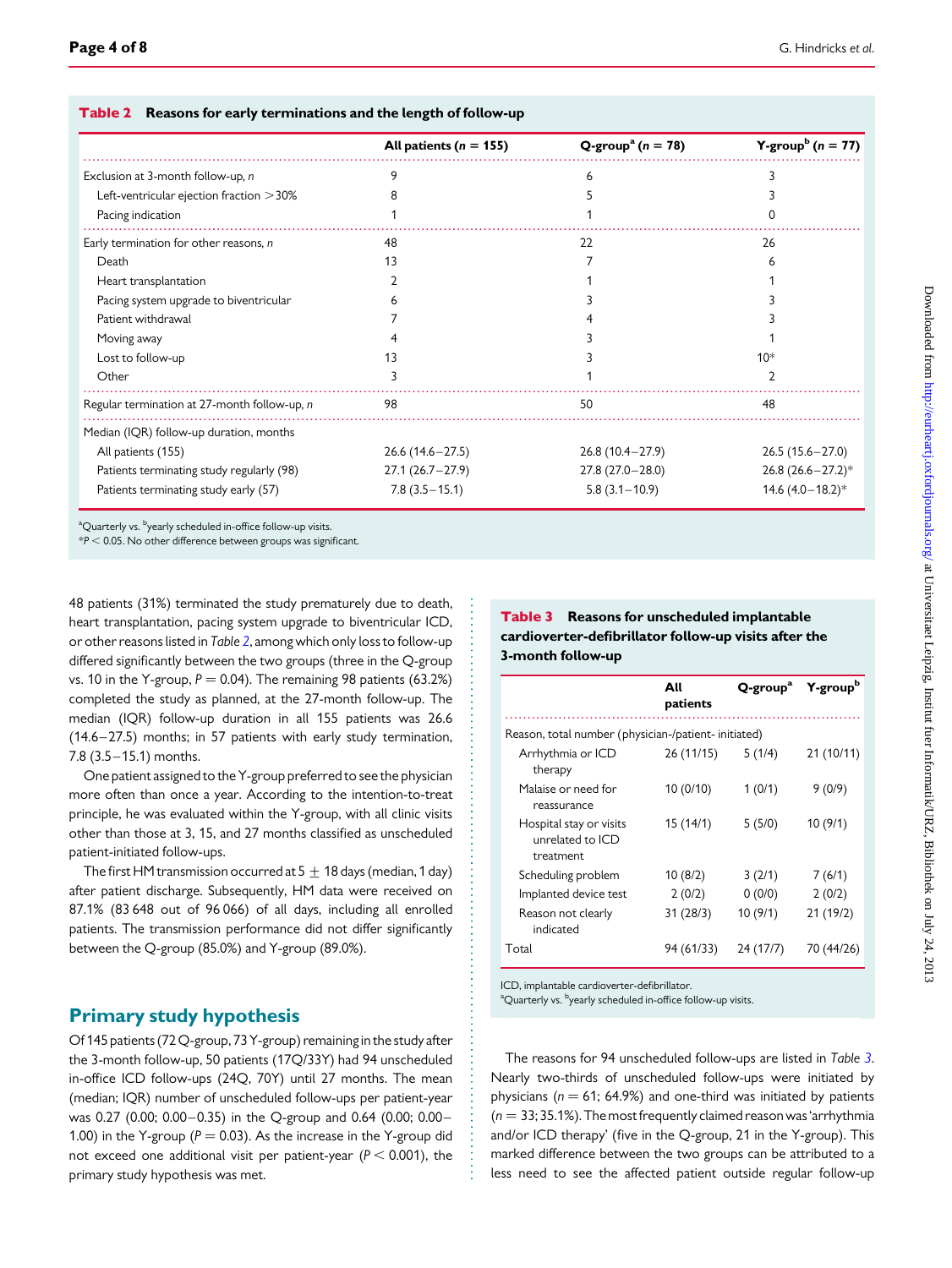**Table 2 Reasons for early terminations and the length of follow-up**

| | All patients ($n$ = 155) | Q-group[a] ($n$ = 78) | Y-group[b] ($n$ = 77) |
|---|---|---|---|
| Exclusion at 3-month follow-up, $n$ | 9 | 6 | 3 |
| Left-ventricular ejection fraction >30% | 8 | 5 | 3 |
| Pacing indication | 1 | 1 | 0 |
| Early termination for other reasons, $n$ | 48 | 22 | 26 |
| Death | 13 | 7 | 6 |
| Heart transplantation | 2 | 1 | 1 |
| Pacing system upgrade to biventricular | 6 | 3 | 3 |
| Patient withdrawal | 7 | 4 | 3 |
| Moving away | 4 | 3 | 1 |
| Lost to follow-up | 13 | 3 | 10* |
| Other | 3 | 1 | 2 |
| Regular termination at 27-month follow-up, $n$ | 98 | 50 | 48 |
| Median (IQR) follow-up duration, months | | | |
| All patients (155) | 26.6 (14.6–27.5) | 26.8 (10.4–27.9) | 26.5 (15.6–27.0) |
| Patients terminating study regularly (98) | 27.1 (26.7–27.9) | 27.8 (27.0–28.0) | 26.8 (26.6–27.2)* |
| Patients terminating study early (57) | 7.8 (3.5–15.1) | 5.8 (3.1–10.9) | 14.6 (4.0–18.2)* |

[a]Quarterly vs. [b]yearly scheduled in-office follow-up visits.
*$P < 0.05$. No other difference between groups was significant.

48 patients (31%) terminated the study prematurely due to death, heart transplantation, pacing system upgrade to biventricular ICD, or other reasons listed in *Table 2*, among which only loss to follow-up differed significantly between the two groups (three in the Q-group vs. 10 in the Y-group, $P = 0.04$). The remaining 98 patients (63.2%) completed the study as planned, at the 27-month follow-up. The median (IQR) follow-up duration in all 155 patients was 26.6 (14.6–27.5) months; in 57 patients with early study termination, 7.8 (3.5–15.1) months.

One patient assigned to the Y-group preferred to see the physician more often than once a year. According to the intention-to-treat principle, he was evaluated within the Y-group, with all clinic visits other than those at 3, 15, and 27 months classified as unscheduled patient-initiated follow-ups.

The first HM transmission occurred at 5 ± 18 days (median, 1 day) after patient discharge. Subsequently, HM data were received on 87.1% (83 648 out of 96 066) of all days, including all enrolled patients. The transmission performance did not differ significantly between the Q-group (85.0%) and Y-group (89.0%).

## Primary study hypothesis

Of 145 patients (72 Q-group, 73 Y-group) remaining in the study after the 3-month follow-up, 50 patients (17Q/33Y) had 94 unscheduled in-office ICD follow-ups (24Q, 70Y) until 27 months. The mean (median; IQR) number of unscheduled follow-ups per patient-year was 0.27 (0.00; 0.00–0.35) in the Q-group and 0.64 (0.00; 0.00–1.00) in the Y-group ($P = 0.03$). As the increase in the Y-group did not exceed one additional visit per patient-year ($P < 0.001$), the primary study hypothesis was met.

**Table 3 Reasons for unscheduled implantable cardioverter-defibrillator follow-up visits after the 3-month follow-up**

| | All patients | Q-group[a] | Y-group[b] |
|---|---|---|---|
| Reason, total number (physician-/patient- initiated) | | | |
| Arrhythmia or ICD therapy | 26 (11/15) | 5 (1/4) | 21 (10/11) |
| Malaise or need for reassurance | 10 (0/10) | 1 (0/1) | 9 (0/9) |
| Hospital stay or visits unrelated to ICD treatment | 15 (14/1) | 5 (5/0) | 10 (9/1) |
| Scheduling problem | 10 (8/2) | 3 (2/1) | 7 (6/1) |
| Implanted device test | 2 (0/2) | 0 (0/0) | 2 (0/2) |
| Reason not clearly indicated | 31 (28/3) | 10 (9/1) | 21 (19/2) |
| Total | 94 (61/33) | 24 (17/7) | 70 (44/26) |

ICD, implantable cardioverter-defibrillator.
[a]Quarterly vs. [b]yearly scheduled in-office follow-up visits.

The reasons for 94 unscheduled follow-ups are listed in *Table 3*. Nearly two-thirds of unscheduled follow-ups were initiated by physicians ($n$ = 61; 64.9%) and one-third was initiated by patients ($n$ = 33; 35.1%). The most frequently claimed reason was 'arrhythmia and/or ICD therapy' (five in the Q-group, 21 in the Y-group). This marked difference between the two groups can be attributed to a less need to see the affected patient outside regular follow-up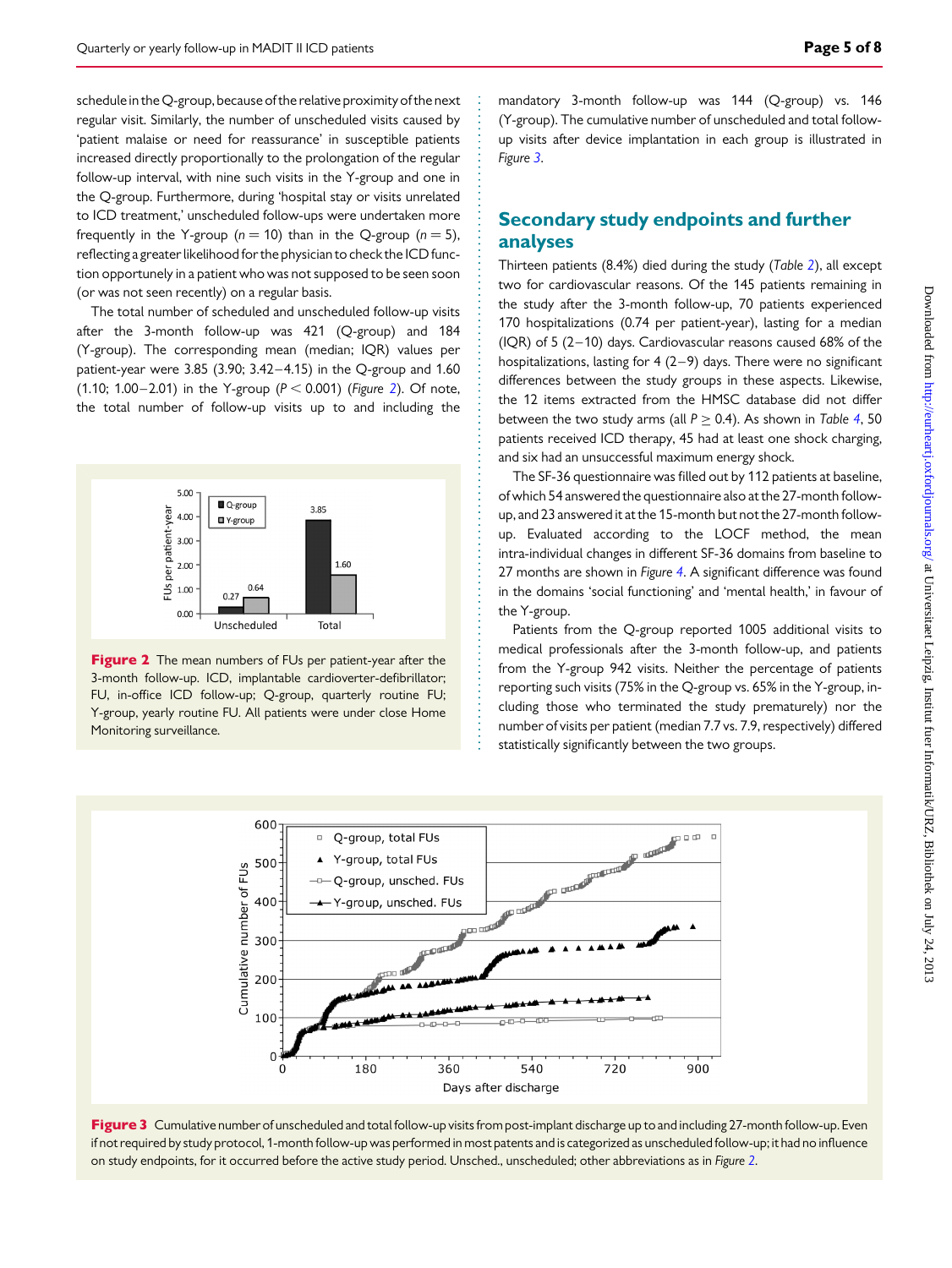schedule in the Q-group, because of the relative proximity of the next regular visit. Similarly, the number of unscheduled visits caused by 'patient malaise or need for reassurance' in susceptible patients increased directly proportionally to the prolongation of the regular follow-up interval, with nine such visits in the Y-group and one in the Q-group. Furthermore, during 'hospital stay or visits unrelated to ICD treatment,' unscheduled follow-ups were undertaken more frequently in the Y-group ($n = 10$) than in the Q-group ($n = 5$), reflecting a greater likelihood for the physician to check the ICD function opportunely in a patient who was not supposed to be seen soon (or was not seen recently) on a regular basis.

The total number of scheduled and unscheduled follow-up visits after the 3-month follow-up was 421 (Q-group) and 184 (Y-group). The corresponding mean (median; IQR) values per patient-year were 3.85 (3.90; 3.42–4.15) in the Q-group and 1.60 (1.10; 1.00–2.01) in the Y-group ($P < 0.001$) (*Figure 2*). Of note, the total number of follow-up visits up to and including the mandatory 3-month follow-up was 144 (Q-group) vs. 146 (Y-group). The cumulative number of unscheduled and total follow-up visits after device implantation in each group is illustrated in *Figure 3*.

**Figure 2** The mean numbers of FUs per patient-year after the 3-month follow-up. ICD, implantable cardioverter-defibrillator; FU, in-office ICD follow-up; Q-group, quarterly routine FU; Y-group, yearly routine FU. All patients were under close Home Monitoring surveillance.

## Secondary study endpoints and further analyses

Thirteen patients (8.4%) died during the study (*Table 2*), all except two for cardiovascular reasons. Of the 145 patients remaining in the study after the 3-month follow-up, 70 patients experienced 170 hospitalizations (0.74 per patient-year), lasting for a median (IQR) of 5 (2–10) days. Cardiovascular reasons caused 68% of the hospitalizations, lasting for 4 (2–9) days. There were no significant differences between the study groups in these aspects. Likewise, the 12 items extracted from the HMSC database did not differ between the two study arms (all $P \geq 0.4$). As shown in *Table 4*, 50 patients received ICD therapy, 45 had at least one shock charging, and six had an unsuccessful maximum energy shock.

The SF-36 questionnaire was filled out by 112 patients at baseline, of which 54 answered the questionnaire also at the 27-month follow-up, and 23 answered it at the 15-month but not the 27-month follow-up. Evaluated according to the LOCF method, the mean intra-individual changes in different SF-36 domains from baseline to 27 months are shown in *Figure 4*. A significant difference was found in the domains 'social functioning' and 'mental health,' in favour of the Y-group.

Patients from the Q-group reported 1005 additional visits to medical professionals after the 3-month follow-up, and patients from the Y-group 942 visits. Neither the percentage of patients reporting such visits (75% in the Q-group vs. 65% in the Y-group, including those who terminated the study prematurely) nor the number of visits per patient (median 7.7 vs. 7.9, respectively) differed statistically significantly between the two groups.

**Figure 3** Cumulative number of unscheduled and total follow-up visits from post-implant discharge up to and including 27-month follow-up. Even if not required by study protocol, 1-month follow-up was performed in most patients and is categorized as unscheduled follow-up; it had no influence on study endpoints, for it occurred before the active study period. Unsched., unscheduled; other abbreviations as in *Figure 2*.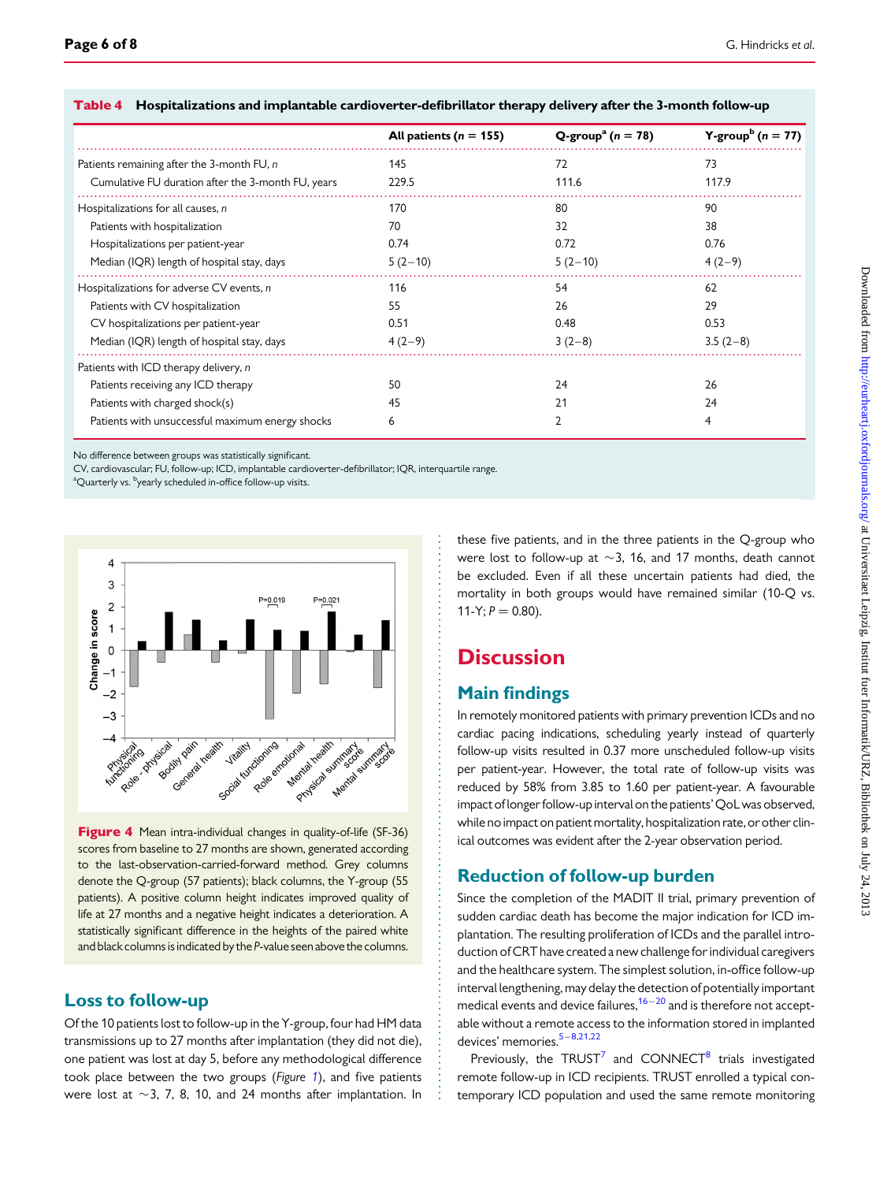**Table 4 Hospitalizations and implantable cardioverter-defibrillator therapy delivery after the 3-month follow-up**

| | All patients (n = 155) | Q-group[a] (n = 78) | Y-group[b] (n = 77) |
|---|---|---|---|
| Patients remaining after the 3-month FU, n | 145 | 72 | 73 |
| Cumulative FU duration after the 3-month FU, years | 229.5 | 111.6 | 117.9 |
| Hospitalizations for all causes, n | 170 | 80 | 90 |
| Patients with hospitalization | 70 | 32 | 38 |
| Hospitalizations per patient-year | 0.74 | 0.72 | 0.76 |
| Median (IQR) length of hospital stay, days | 5 (2–10) | 5 (2–10) | 4 (2–9) |
| Hospitalizations for adverse CV events, n | 116 | 54 | 62 |
| Patients with CV hospitalization | 55 | 26 | 29 |
| CV hospitalizations per patient-year | 0.51 | 0.48 | 0.53 |
| Median (IQR) length of hospital stay, days | 4 (2–9) | 3 (2–8) | 3.5 (2–8) |
| Patients with ICD therapy delivery, n | | | |
| Patients receiving any ICD therapy | 50 | 24 | 26 |
| Patients with charged shock(s) | 45 | 21 | 24 |
| Patients with unsuccessful maximum energy shocks | 6 | 2 | 4 |

No difference between groups was statistically significant.

CV, cardiovascular; FU, follow-up; ICD, implantable cardioverter-defibrillator; IQR, interquartile range.

[a]Quarterly vs. [b]yearly scheduled in-office follow-up visits.

**Figure 4** Mean intra-individual changes in quality-of-life (SF-36) scores from baseline to 27 months are shown, generated according to the last-observation-carried-forward method. Grey columns denote the Q-group (57 patients); black columns, the Y-group (55 patients). A positive column height indicates improved quality of life at 27 months and a negative height indicates a deterioration. A statistically significant difference in the heights of the paired white and black columns is indicated by the *P*-value seen above the columns.

## Loss to follow-up

Of the 10 patients lost to follow-up in the Y-group, four had HM data transmissions up to 27 months after implantation (they did not die), one patient was lost at day 5, before any methodological difference took place between the two groups (*Figure 1*), and five patients were lost at ~3, 7, 8, 10, and 24 months after implantation. In these five patients, and in the three patients in the Q-group who were lost to follow-up at ~3, 16, and 17 months, death cannot be excluded. Even if all these uncertain patients had died, the mortality in both groups would have remained similar (10-Q vs. 11-Y; $P = 0.80$).

# Discussion

## Main findings

In remotely monitored patients with primary prevention ICDs and no cardiac pacing indications, scheduling yearly instead of quarterly follow-up visits resulted in 0.37 more unscheduled follow-up visits per patient-year. However, the total rate of follow-up visits was reduced by 58% from 3.85 to 1.60 per patient-year. A favourable impact of longer follow-up interval on the patients' QoL was observed, while no impact on patient mortality, hospitalization rate, or other clinical outcomes was evident after the 2-year observation period.

## Reduction of follow-up burden

Since the completion of the MADIT II trial, primary prevention of sudden cardiac death has become the major indication for ICD implantation. The resulting proliferation of ICDs and the parallel introduction of CRT have created a new challenge for individual caregivers and the healthcare system. The simplest solution, in-office follow-up interval lengthening, may delay the detection of potentially important medical events and device failures,[16–20] and is therefore not acceptable without a remote access to the information stored in implanted devices' memories.[5–8,21,22]

Previously, the TRUST[7] and CONNECT[8] trials investigated remote follow-up in ICD recipients. TRUST enrolled a typical contemporary ICD population and used the same remote monitoring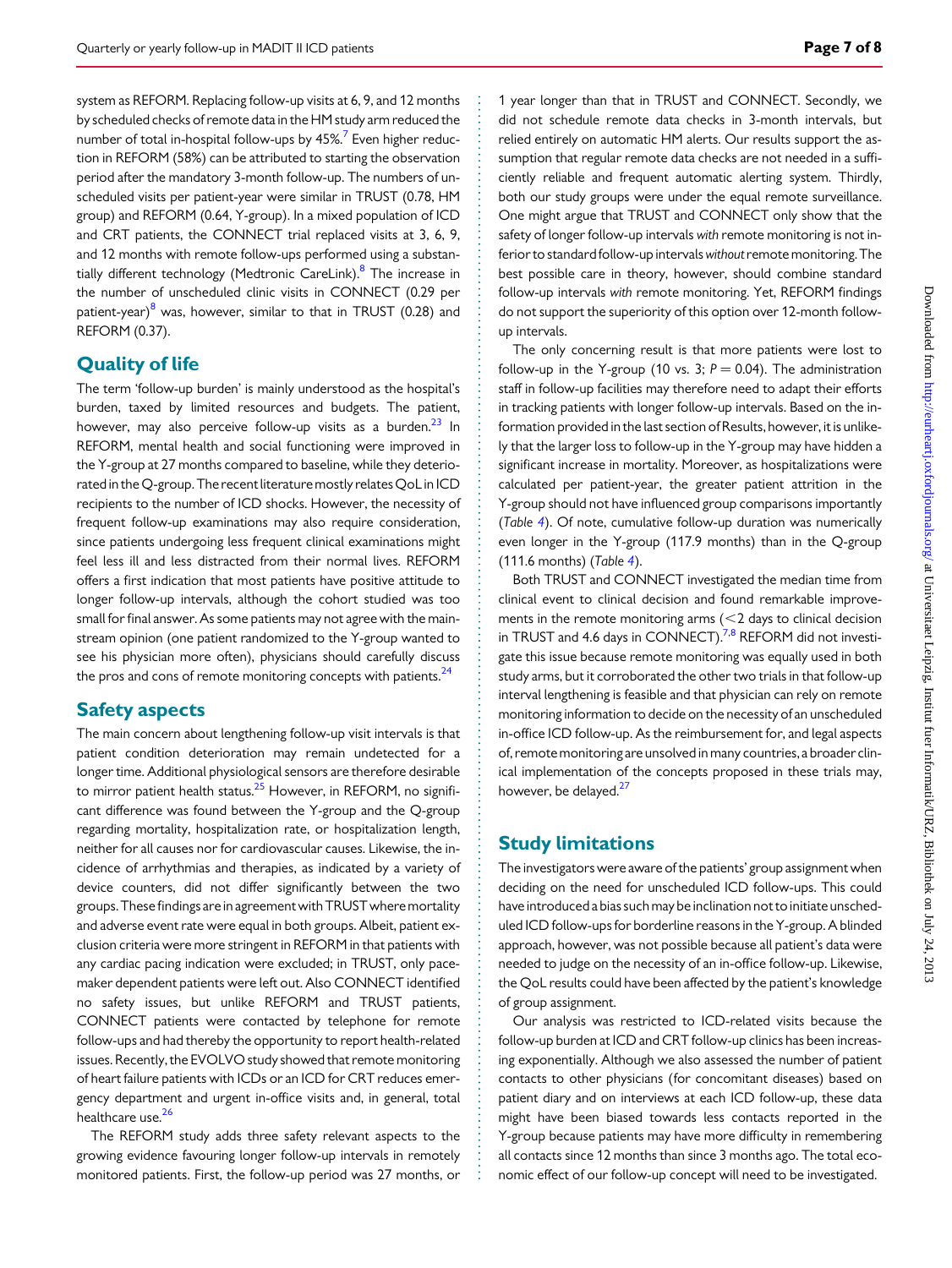system as REFORM. Replacing follow-up visits at 6, 9, and 12 months by scheduled checks of remote data in the HM study arm reduced the number of total in-hospital follow-ups by 45%.[7] Even higher reduction in REFORM (58%) can be attributed to starting the observation period after the mandatory 3-month follow-up. The numbers of unscheduled visits per patient-year were similar in TRUST (0.78, HM group) and REFORM (0.64, Y-group). In a mixed population of ICD and CRT patients, the CONNECT trial replaced visits at 3, 6, 9, and 12 months with remote follow-ups performed using a substantially different technology (Medtronic CareLink).[8] The increase in the number of unscheduled clinic visits in CONNECT (0.29 per patient-year)[8] was, however, similar to that in TRUST (0.28) and REFORM (0.37).

## Quality of life

The term 'follow-up burden' is mainly understood as the hospital's burden, taxed by limited resources and budgets. The patient, however, may also perceive follow-up visits as a burden.[23] In REFORM, mental health and social functioning were improved in the Y-group at 27 months compared to baseline, while they deteriorated in the Q-group. The recent literature mostly relates QoL in ICD recipients to the number of ICD shocks. However, the necessity of frequent follow-up examinations may also require consideration, since patients undergoing less frequent clinical examinations might feel less ill and less distracted from their normal lives. REFORM offers a first indication that most patients have positive attitude to longer follow-up intervals, although the cohort studied was too small for final answer. As some patients may not agree with the mainstream opinion (one patient randomized to the Y-group wanted to see his physician more often), physicians should carefully discuss the pros and cons of remote monitoring concepts with patients.[24]

## Safety aspects

The main concern about lengthening follow-up visit intervals is that patient condition deterioration may remain undetected for a longer time. Additional physiological sensors are therefore desirable to mirror patient health status.[25] However, in REFORM, no significant difference was found between the Y-group and the Q-group regarding mortality, hospitalization rate, or hospitalization length, neither for all causes nor for cardiovascular causes. Likewise, the incidence of arrhythmias and therapies, as indicated by a variety of device counters, did not differ significantly between the two groups. These findings are in agreement with TRUST where mortality and adverse event rate were equal in both groups. Albeit, patient exclusion criteria were more stringent in REFORM in that patients with any cardiac pacing indication were excluded; in TRUST, only pacemaker dependent patients were left out. Also CONNECT identified no safety issues, but unlike REFORM and TRUST patients, CONNECT patients were contacted by telephone for remote follow-ups and had thereby the opportunity to report health-related issues. Recently, the EVOLVO study showed that remote monitoring of heart failure patients with ICDs or an ICD for CRT reduces emergency department and urgent in-office visits and, in general, total healthcare use.[26]

The REFORM study adds three safety relevant aspects to the growing evidence favouring longer follow-up intervals in remotely monitored patients. First, the follow-up period was 27 months, or 1 year longer than that in TRUST and CONNECT. Secondly, we did not schedule remote data checks in 3-month intervals, but relied entirely on automatic HM alerts. Our results support the assumption that regular remote data checks are not needed in a sufficiently reliable and frequent automatic alerting system. Thirdly, both our study groups were under the equal remote surveillance. One might argue that TRUST and CONNECT only show that the safety of longer follow-up intervals *with* remote monitoring is not inferior to standard follow-up intervals *without* remote monitoring. The best possible care in theory, however, should combine standard follow-up intervals *with* remote monitoring. Yet, REFORM findings do not support the superiority of this option over 12-month follow-up intervals.

The only concerning result is that more patients were lost to follow-up in the Y-group (10 vs. 3; $P = 0.04$). The administration staff in follow-up facilities may therefore need to adapt their efforts in tracking patients with longer follow-up intervals. Based on the information provided in the last section of Results, however, it is unlikely that the larger loss to follow-up in the Y-group may have hidden a significant increase in mortality. Moreover, as hospitalizations were calculated per patient-year, the greater patient attrition in the Y-group should not have influenced group comparisons importantly (*Table 4*). Of note, cumulative follow-up duration was numerically even longer in the Y-group (117.9 months) than in the Q-group (111.6 months) (*Table 4*).

Both TRUST and CONNECT investigated the median time from clinical event to clinical decision and found remarkable improvements in the remote monitoring arms (<2 days to clinical decision in TRUST and 4.6 days in CONNECT).[7,8] REFORM did not investigate this issue because remote monitoring was equally used in both study arms, but it corroborated the other two trials in that follow-up interval lengthening is feasible and that physician can rely on remote monitoring information to decide on the necessity of an unscheduled in-office ICD follow-up. As the reimbursement for, and legal aspects of, remote monitoring are unsolved in many countries, a broader clinical implementation of the concepts proposed in these trials may, however, be delayed.[27]

## Study limitations

The investigators were aware of the patients' group assignment when deciding on the need for unscheduled ICD follow-ups. This could have introduced a bias such may be inclination not to initiate unscheduled ICD follow-ups for borderline reasons in the Y-group. A blinded approach, however, was not possible because all patient's data were needed to judge on the necessity of an in-office follow-up. Likewise, the QoL results could have been affected by the patient's knowledge of group assignment.

Our analysis was restricted to ICD-related visits because the follow-up burden at ICD and CRT follow-up clinics has been increasing exponentially. Although we also assessed the number of patient contacts to other physicians (for concomitant diseases) based on patient diary and on interviews at each ICD follow-up, these data might have been biased towards less contacts reported in the Y-group because patients may have more difficulty in remembering all contacts since 12 months than since 3 months ago. The total economic effect of our follow-up concept will need to be investigated.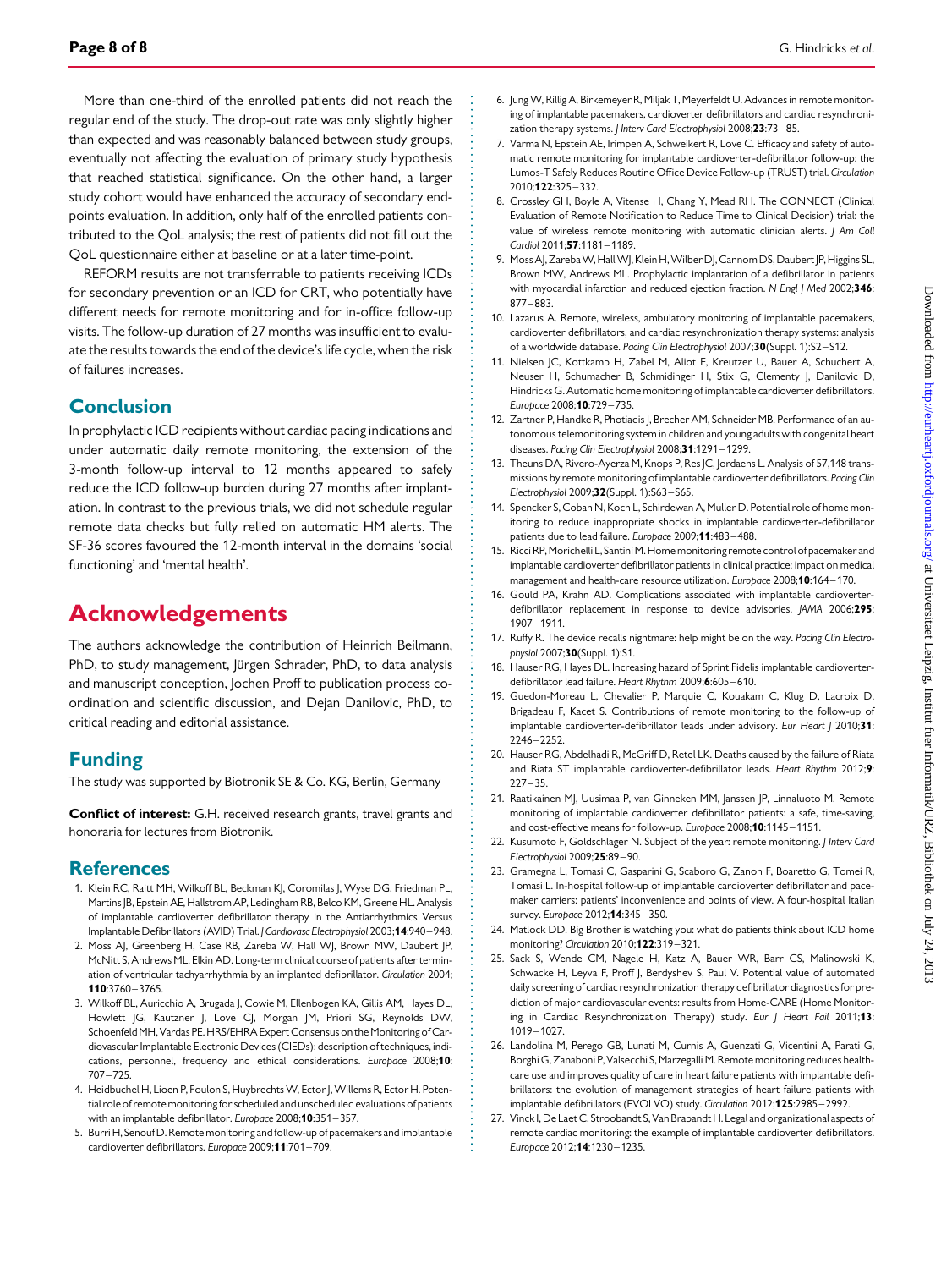More than one-third of the enrolled patients did not reach the regular end of the study. The drop-out rate was only slightly higher than expected and was reasonably balanced between study groups, eventually not affecting the evaluation of primary study hypothesis that reached statistical significance. On the other hand, a larger study cohort would have enhanced the accuracy of secondary endpoints evaluation. In addition, only half of the enrolled patients contributed to the QoL analysis; the rest of patients did not fill out the QoL questionnaire either at baseline or at a later time-point.

REFORM results are not transferrable to patients receiving ICDs for secondary prevention or an ICD for CRT, who potentially have different needs for remote monitoring and for in-office follow-up visits. The follow-up duration of 27 months was insufficient to evaluate the results towards the end of the device's life cycle, when the risk of failures increases.

## Conclusion

In prophylactic ICD recipients without cardiac pacing indications and under automatic daily remote monitoring, the extension of the 3-month follow-up interval to 12 months appeared to safely reduce the ICD follow-up burden during 27 months after implantation. In contrast to the previous trials, we did not schedule regular remote data checks but fully relied on automatic HM alerts. The SF-36 scores favoured the 12-month interval in the domains 'social functioning' and 'mental health'.

# Acknowledgements

The authors acknowledge the contribution of Heinrich Beilmann, PhD, to study management, Jürgen Schrader, PhD, to data analysis and manuscript conception, Jochen Proff to publication process coordination and scientific discussion, and Dejan Danilovic, PhD, to critical reading and editorial assistance.

## Funding

The study was supported by Biotronik SE & Co. KG, Berlin, Germany

**Conflict of interest:** G.H. received research grants, travel grants and honoraria for lectures from Biotronik.

## References

1. Klein RC, Raitt MH, Wilkoff BL, Beckman KJ, Coromilas J, Wyse DG, Friedman PL, Martins JB, Epstein AE, Hallstrom AP, Ledingham RB, Belco KM, Greene HL. Analysis of implantable cardioverter defibrillator therapy in the Antiarrhythmics Versus Implantable Defibrillators (AVID) Trial. *J Cardiovasc Electrophysiol* 2003;**14**:940–948.
2. Moss AJ, Greenberg H, Case RB, Zareba W, Hall WJ, Brown MW, Daubert JP, McNitt S, Andrews ML, Elkin AD. Long-term clinical course of patients after termination of ventricular tachyarrhythmia by an implanted defibrillator. *Circulation* 2004;**110**:3760–3765.
3. Wilkoff BL, Auricchio A, Brugada J, Cowie M, Ellenbogen KA, Gillis AM, Hayes DL, Howlett JG, Kautzner J, Love CJ, Morgan JM, Priori SG, Reynolds DW, Schoenfeld MH, Vardas PE. HRS/EHRA Expert Consensus on the Monitoring of Cardiovascular Implantable Electronic Devices (CIEDs): description of techniques, indications, personnel, frequency and ethical considerations. *Europace* 2008;**10**:707–725.
4. Heidbuchel H, Lioen P, Foulon S, Huybrechts W, Ector J, Willems R, Ector H. Potential role of remote monitoring for scheduled and unscheduled evaluations of patients with an implantable defibrillator. *Europace* 2008;**10**:351–357.
5. Burri H, Senouf D. Remote monitoring and follow-up of pacemakers and implantable cardioverter defibrillators. *Europace* 2009;**11**:701–709.
6. Jung W, Rillig A, Birkemeyer R, Miljak T, Meyerfeldt U. Advances in remote monitoring of implantable pacemakers, cardioverter defibrillators and cardiac resynchronization therapy systems. *J Interv Card Electrophysiol* 2008;**23**:73–85.
7. Varma N, Epstein AE, Irimpen A, Schweikert R, Love C. Efficacy and safety of automatic remote monitoring for implantable cardioverter-defibrillator follow-up: the Lumos-T Safely Reduces Routine Office Device Follow-up (TRUST) trial. *Circulation* 2010;**122**:325–332.
8. Crossley GH, Boyle A, Vitense H, Chang Y, Mead RH. The CONNECT (Clinical Evaluation of Remote Notification to Reduce Time to Clinical Decision) trial: the value of wireless remote monitoring with automatic clinician alerts. *J Am Coll Cardiol* 2011;**57**:1181–1189.
9. Moss AJ, Zareba W, Hall WJ, Klein H, Wilber DJ, Cannom DS, Daubert JP, Higgins SL, Brown MW, Andrews ML. Prophylactic implantation of a defibrillator in patients with myocardial infarction and reduced ejection fraction. *N Engl J Med* 2002;**346**:877–883.
10. Lazarus A. Remote, wireless, ambulatory monitoring of implantable pacemakers, cardioverter defibrillators, and cardiac resynchronization therapy systems: analysis of a worldwide database. *Pacing Clin Electrophysiol* 2007;**30**(Suppl. 1):S2–S12.
11. Nielsen JC, Kottkamp H, Zabel M, Aliot E, Kreutzer U, Bauer A, Schuchert A, Neuser H, Schumacher B, Schmidinger H, Stix G, Clementy J, Danilovic D, Hindricks G. Automatic home monitoring of implantable cardioverter defibrillators. *Europace* 2008;**10**:729–735.
12. Zartner P, Handke R, Photiadis J, Brecher AM, Schneider MB. Performance of an autonomous telemonitoring system in children and young adults with congenital heart diseases. *Pacing Clin Electrophysiol* 2008;**31**:1291–1299.
13. Theuns DA, Rivero-Ayerza M, Knops P, Res JC, Jordaens L. Analysis of 57,148 transmissions by remote monitoring of implantable cardioverter defibrillators. *Pacing Clin Electrophysiol* 2009;**32**(Suppl. 1):S63–S65.
14. Spencker S, Coban N, Koch L, Schirdewan A, Muller D. Potential role of home monitoring to reduce inappropriate shocks in implantable cardioverter-defibrillator patients due to lead failure. *Europace* 2009;**11**:483–488.
15. Ricci RP, Morichelli L, Santini M. Home monitoring remote control of pacemaker and implantable cardioverter defibrillator patients in clinical practice: impact on medical management and health-care resource utilization. *Europace* 2008;**10**:164–170.
16. Gould PA, Krahn AD. Complications associated with implantable cardioverter-defibrillator replacement in response to device advisories. *JAMA* 2006;**295**:1907–1911.
17. Ruffy R. The device recalls nightmare: help might be on the way. *Pacing Clin Electrophysiol* 2007;**30**(Suppl. 1):S1.
18. Hauser RG, Hayes DL. Increasing hazard of Sprint Fidelis implantable cardioverter-defibrillator lead failure. *Heart Rhythm* 2009;**6**:605–610.
19. Guedon-Moreau L, Chevalier P, Marquie C, Kouakam C, Klug D, Lacroix D, Brigadeau F, Kacet S. Contributions of remote monitoring to the follow-up of implantable cardioverter-defibrillator leads under advisory. *Eur Heart J* 2010;**31**:2246–2252.
20. Hauser RG, Abdelhadi R, McGriff D, Retel LK. Deaths caused by the failure of Riata and Riata ST implantable cardioverter-defibrillator leads. *Heart Rhythm* 2012;**9**:227–35.
21. Raatikainen MJ, Uusimaa P, van Ginneken MM, Janssen JP, Linnaluoto M. Remote monitoring of implantable cardioverter defibrillator patients: a safe, time-saving, and cost-effective means for follow-up. *Europace* 2008;**10**:1145–1151.
22. Kusumoto F, Goldschlager N. Subject of the year: remote monitoring. *J Interv Card Electrophysiol* 2009;**25**:89–90.
23. Gramegna L, Tomasi C, Gasparini G, Scaboro G, Zanon F, Boaretto G, Tomei R, Tomasi L. In-hospital follow-up of implantable cardioverter defibrillator and pacemaker carriers: patients' inconvenience and points of view. A four-hospital Italian survey. *Europace* 2012;**14**:345–350.
24. Matlock DD. Big Brother is watching you: what do patients think about ICD home monitoring? *Circulation* 2010;**122**:319–321.
25. Sack S, Wende CM, Nagele H, Katz A, Bauer WR, Barr CS, Malinowski K, Schwacke H, Leyva F, Proff J, Berdyshev S, Paul V. Potential value of automated daily screening of cardiac resynchronization therapy defibrillator diagnostics for prediction of major cardiovascular events: results from Home-CARE (Home Monitoring in Cardiac Resynchronization Therapy) study. *Eur J Heart Fail* 2011;**13**:1019–1027.
26. Landolina M, Perego GB, Lunati M, Curnis A, Guenzati G, Vicentini A, Parati G, Borghi G, Zanaboni P, Valsecchi S, Marzegalli M. Remote monitoring reduces healthcare use and improves quality of care in heart failure patients with implantable defibrillators: the evolution of management strategies of heart failure patients with implantable defibrillators (EVOLVO) study. *Circulation* 2012;**125**:2985–2992.
27. Vinck I, De Laet C, Stroobandt S, Van Brabandt H. Legal and organizational aspects of remote cardiac monitoring: the example of implantable cardioverter defibrillators. *Europace* 2012;**14**:1230–1235.